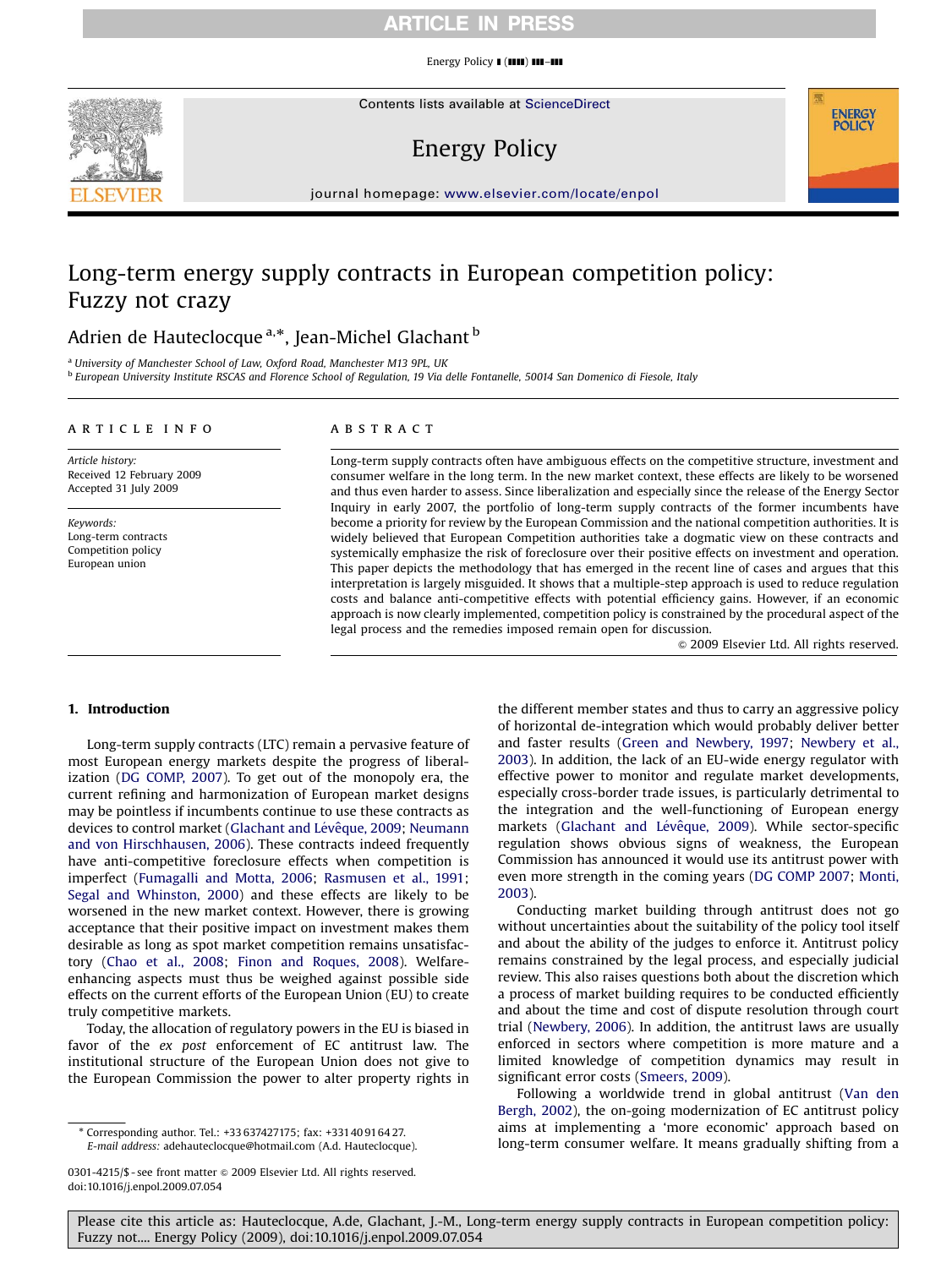# Long-term energy supply contracts in European competition policy: Fuzzy not crazy

Adrien de Hauteclocque [a,*], Jean-Michel Glachant [b]

[a] University of Manchester School of Law, Oxford Road, Manchester M13 9PL, UK

[b] European University Institute RSCAS and Florence School of Regulation, 19 Via delle Fontanelle, 50014 San Domenico di Fiesole, Italy

**ARTICLE INFO**

*Article history:*
Received 12 February 2009
Accepted 31 July 2009

*Keywords:*
Long-term contracts
Competition policy
European union

**ABSTRACT**

Long-term supply contracts often have ambiguous effects on the competitive structure, investment and consumer welfare in the long term. In the new market context, these effects are likely to be worsened and thus even harder to assess. Since liberalization and especially since the release of the Energy Sector Inquiry in early 2007, the portfolio of long-term supply contracts of the former incumbents have become a priority for review by the European Commission and the national competition authorities. It is widely believed that European Competition authorities take a dogmatic view on these contracts and systemically emphasize the risk of foreclosure over their positive effects on investment and operation. This paper depicts the methodology that has emerged in the recent line of cases and argues that this interpretation is largely misguided. It shows that a multiple-step approach is used to reduce regulation costs and balance anti-competitive effects with potential efficiency gains. However, if an economic approach is now clearly implemented, competition policy is constrained by the procedural aspect of the legal process and the remedies imposed remain open for discussion.

© 2009 Elsevier Ltd. All rights reserved.

## 1. Introduction

Long-term supply contracts (LTC) remain a pervasive feature of most European energy markets despite the progress of liberalization (DG COMP, 2007). To get out of the monopoly era, the current refining and harmonization of European market designs may be pointless if incumbents continue to use these contracts as devices to control market (Glachant and Lévêque, 2009; Neumann and von Hirschhausen, 2006). These contracts indeed frequently have anti-competitive foreclosure effects when competition is imperfect (Fumagalli and Motta, 2006; Rasmusen et al., 1991; Segal and Whinston, 2000) and these effects are likely to be worsened in the new market context. However, there is growing acceptance that their positive impact on investment makes them desirable as long as spot market competition remains unsatisfactory (Chao et al., 2008; Finon and Roques, 2008). Welfare-enhancing aspects must thus be weighed against possible side effects on the current efforts of the European Union (EU) to create truly competitive markets.

Today, the allocation of regulatory powers in the EU is biased in favor of the *ex post* enforcement of EC antitrust law. The institutional structure of the European Union does not give to the European Commission the power to alter property rights in the different member states and thus to carry an aggressive policy of horizontal de-integration which would probably deliver better and faster results (Green and Newbery, 1997; Newbery et al., 2003). In addition, the lack of an EU-wide energy regulator with effective power to monitor and regulate market developments, especially cross-border trade issues, is particularly detrimental to the integration and the well-functioning of European energy markets (Glachant and Lévêque, 2009). While sector-specific regulation shows obvious signs of weakness, the European Commission has announced it would use its antitrust power with even more strength in the coming years (DG COMP 2007; Monti, 2003).

Conducting market building through antitrust does not go without uncertainties about the suitability of the policy tool itself and about the ability of the judges to enforce it. Antitrust policy remains constrained by the legal process, and especially judicial review. This also raises questions both about the discretion which a process of market building requires to be conducted efficiently and about the time and cost of dispute resolution through court trial (Newbery, 2006). In addition, the antitrust laws are usually enforced in sectors where competition is more mature and a limited knowledge of competition dynamics may result in significant error costs (Smeers, 2009).

Following a worldwide trend in global antitrust (Van den Bergh, 2002), the on-going modernization of EC antitrust policy aims at implementing a 'more economic' approach based on long-term consumer welfare. It means gradually shifting from a

\* Corresponding author. Tel.: +33 637427175; fax: +331 40 91 64 27.
*E-mail address:* adehauteclocque@hotmail.com (A.d. Hauteclocque).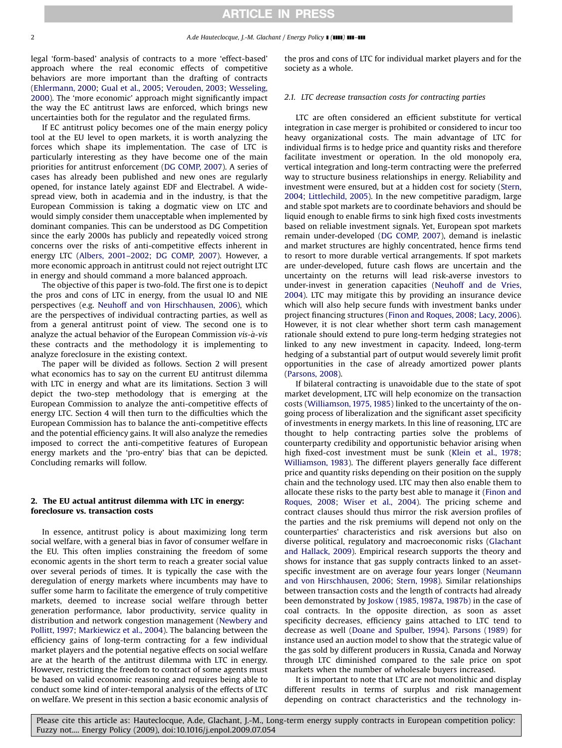legal 'form-based' analysis of contracts to a more 'effect-based' approach where the real economic effects of competitive behaviors are more important than the drafting of contracts (Ehlermann, 2000; Gual et al., 2005; Verouden, 2003; Wesseling, 2000). The 'more economic' approach might significantly impact the way the EC antitrust laws are enforced, which brings new uncertainties both for the regulator and the regulated firms.

If EC antitrust policy becomes one of the main energy policy tool at the EU level to open markets, it is worth analyzing the forces which shape its implementation. The case of LTC is particularly interesting as they have become one of the main priorities for antitrust enforcement (DG COMP, 2007). A series of cases has already been published and new ones are regularly opened, for instance lately against EDF and Electrabel. A widespread view, both in academia and in the industry, is that the European Commission is taking a dogmatic view on LTC and would simply consider them unacceptable when implemented by dominant companies. This can be understood as DG Competition since the early 2000s has publicly and repeatedly voiced strong concerns over the risks of anti-competitive effects inherent in energy LTC (Albers, 2001–2002; DG COMP, 2007). However, a more economic approach in antitrust could not reject outright LTC in energy and should command a more balanced approach.

The objective of this paper is two-fold. The first one is to depict the pros and cons of LTC in energy, from the usual IO and NIE perspectives (e.g. Neuhoff and von Hirschhausen, 2006), which are the perspectives of individual contracting parties, as well as from a general antitrust point of view. The second one is to analyze the actual behavior of the European Commission *vis-à-vis* these contracts and the methodology it is implementing to analyze foreclosure in the existing context.

The paper will be divided as follows. Section 2 will present what economics has to say on the current EU antitrust dilemma with LTC in energy and what are its limitations. Section 3 will depict the two-step methodology that is emerging at the European Commission to analyze the anti-competitive effects of energy LTC. Section 4 will then turn to the difficulties which the European Commission has to balance the anti-competitive effects and the potential efficiency gains. It will also analyze the remedies imposed to correct the anti-competitive features of European energy markets and the 'pro-entry' bias that can be depicted. Concluding remarks will follow.

## 2. The EU actual antitrust dilemma with LTC in energy: foreclosure vs. transaction costs

In essence, antitrust policy is about maximizing long term social welfare, with a general bias in favor of consumer welfare in the EU. This often implies constraining the freedom of some economic agents in the short term to reach a greater social value over several periods of times. It is typically the case with the deregulation of energy markets where incumbents may have to suffer some harm to facilitate the emergence of truly competitive markets, deemed to increase social welfare through better generation performance, labor productivity, service quality in distribution and network congestion management (Newbery and Pollitt, 1997; Markiewicz et al., 2004). The balancing between the efficiency gains of long-term contracting for a few individual market players and the potential negative effects on social welfare are at the hearth of the antitrust dilemma with LTC in energy. However, restricting the freedom to contract of some agents must be based on valid economic reasoning and requires being able to conduct some kind of inter-temporal analysis of the effects of LTC on welfare. We present in this section a basic economic analysis of the pros and cons of LTC for individual market players and for the society as a whole.

### 2.1. LTC decrease transaction costs for contracting parties

LTC are often considered an efficient substitute for vertical integration in case merger is prohibited or considered to incur too heavy organizational costs. The main advantage of LTC for individual firms is to hedge price and quantity risks and therefore facilitate investment or operation. In the old monopoly era, vertical integration and long-term contracting were the preferred way to structure business relationships in energy. Reliability and investment were ensured, but at a hidden cost for society (Stern, 2004; Littlechild, 2005). In the new competitive paradigm, large and stable spot markets are to coordinate behaviors and should be liquid enough to enable firms to sink high fixed costs investments based on reliable investment signals. Yet, European spot markets remain under-developed (DG COMP, 2007), demand is inelastic and market structures are highly concentrated, hence firms tend to resort to more durable vertical arrangements. If spot markets are under-developed, future cash flows are uncertain and the uncertainty on the returns will lead risk-averse investors to under-invest in generation capacities (Neuhoff and de Vries, 2004). LTC may mitigate this by providing an insurance device which will also help secure funds with investment banks under project financing structures (Finon and Roques, 2008; Lacy, 2006). However, it is not clear whether short term cash management rationale should extend to pure long-term hedging strategies not linked to any new investment in capacity. Indeed, long-term hedging of a substantial part of output would severely limit profit opportunities in the case of already amortized power plants (Parsons, 2008).

If bilateral contracting is unavoidable due to the state of spot market development, LTC will help economize on the transaction costs (Williamson, 1975, 1985) linked to the uncertainty of the on-going process of liberalization and the significant asset specificity of investments in energy markets. In this line of reasoning, LTC are thought to help contracting parties solve the problems of counterparty credibility and opportunistic behavior arising when high fixed-cost investment must be sunk (Klein et al., 1978; Williamson, 1983). The different players generally face different price and quantity risks depending on their position on the supply chain and the technology used. LTC may then also enable them to allocate these risks to the party best able to manage it (Finon and Roques, 2008; Wiser et al., 2004). The pricing scheme and contract clauses should thus mirror the risk aversion profiles of the parties and the risk premiums will depend not only on the counterparties' characteristics and risk aversions but also on diverse political, regulatory and macroeconomic risks (Glachant and Hallack, 2009). Empirical research supports the theory and shows for instance that gas supply contracts linked to an asset-specific investment are on average four years longer (Neumann and von Hirschhausen, 2006; Stern, 1998). Similar relationships between transaction costs and the length of contracts had already been demonstrated by Joskow (1985, 1987a, 1987b) in the case of coal contracts. In the opposite direction, as soon as asset specificity decreases, efficiency gains attached to LTC tend to decrease as well (Doane and Spulber, 1994). Parsons (1989) for instance used an auction model to show that the strategic value of the gas sold by different producers in Russia, Canada and Norway through LTC diminished compared to the sale price on spot markets when the number of wholesale buyers increased.

It is important to note that LTC are not monolithic and display different results in terms of surplus and risk management depending on contract characteristics and the technology in-

Please cite this article as: Hauteclocque, A.de, Glachant, J.-M., Long-term energy supply contracts in European competition policy: Fuzzy not.... Energy Policy (2009), doi:10.1016/j.enpol.2009.07.054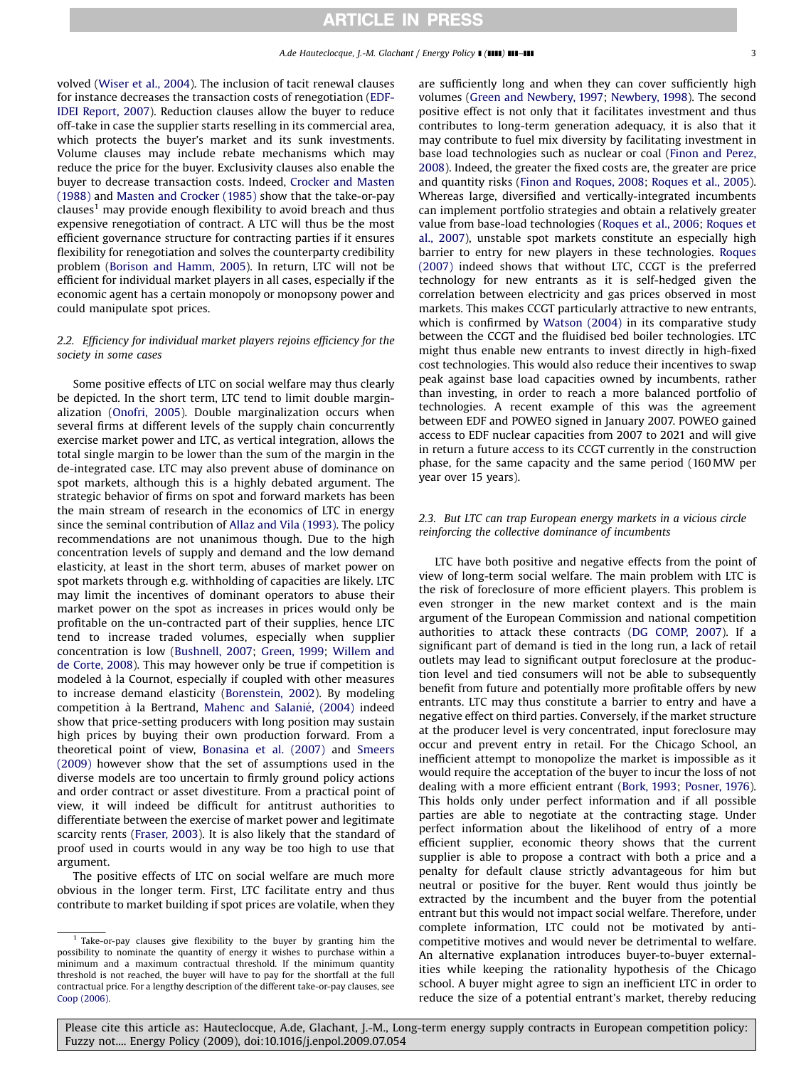volved (Wiser et al., 2004). The inclusion of tacit renewal clauses for instance decreases the transaction costs of renegotiation (EDF-IDEI Report, 2007). Reduction clauses allow the buyer to reduce off-take in case the supplier starts reselling in its commercial area, which protects the buyer's market and its sunk investments. Volume clauses may include rebate mechanisms which may reduce the price for the buyer. Exclusivity clauses also enable the buyer to decrease transaction costs. Indeed, Crocker and Masten (1988) and Masten and Crocker (1985) show that the take-or-pay clauses[1] may provide enough flexibility to avoid breach and thus expensive renegotiation of contract. A LTC will thus be the most efficient governance structure for contracting parties if it ensures flexibility for renegotiation and solves the counterparty credibility problem (Borison and Hamm, 2005). In return, LTC will not be efficient for individual market players in all cases, especially if the economic agent has a certain monopoly or monopsony power and could manipulate spot prices.

### 2.2. Efficiency for individual market players rejoins efficiency for the society in some cases

Some positive effects of LTC on social welfare may thus clearly be depicted. In the short term, LTC tend to limit double marginalization (Onofri, 2005). Double marginalization occurs when several firms at different levels of the supply chain concurrently exercise market power and LTC, as vertical integration, allows the total single margin to be lower than the sum of the margin in the de-integrated case. LTC may also prevent abuse of dominance on spot markets, although this is a highly debated argument. The strategic behavior of firms on spot and forward markets has been the main stream of research in the economics of LTC in energy since the seminal contribution of Allaz and Vila (1993). The policy recommendations are not unanimous though. Due to the high concentration levels of supply and demand and the low demand elasticity, at least in the short term, abuses of market power on spot markets through e.g. withholding of capacities are likely. LTC may limit the incentives of dominant operators to abuse their market power on the spot as increases in prices would only be profitable on the un-contracted part of their supplies, hence LTC tend to increase traded volumes, especially when supplier concentration is low (Bushnell, 2007; Green, 1999; Willem and de Corte, 2008). This may however only be true if competition is modeled à la Cournot, especially if coupled with other measures to increase demand elasticity (Borenstein, 2002). By modeling competition à la Bertrand, Mahenc and Salanié, (2004) indeed show that price-setting producers with long position may sustain high prices by buying their own production forward. From a theoretical point of view, Bonasina et al. (2007) and Smeers (2009) however show that the set of assumptions used in the diverse models are too uncertain to firmly ground policy actions and order contract or asset divestiture. From a practical point of view, it will indeed be difficult for antitrust authorities to differentiate between the exercise of market power and legitimate scarcity rents (Fraser, 2003). It is also likely that the standard of proof used in courts would in any way be too high to use that argument.

The positive effects of LTC on social welfare are much more obvious in the longer term. First, LTC facilitate entry and thus contribute to market building if spot prices are volatile, when they are sufficiently long and when they can cover sufficiently high volumes (Green and Newbery, 1997; Newbery, 1998). The second positive effect is not only that it facilitates investment and thus contributes to long-term generation adequacy, it is also that it may contribute to fuel mix diversity by facilitating investment in base load technologies such as nuclear or coal (Finon and Perez, 2008). Indeed, the greater the fixed costs are, the greater are price and quantity risks (Finon and Roques, 2008; Roques et al., 2005). Whereas large, diversified and vertically-integrated incumbents can implement portfolio strategies and obtain a relatively greater value from base-load technologies (Roques et al., 2006; Roques et al., 2007), unstable spot markets constitute an especially high barrier to entry for new players in these technologies. Roques (2007) indeed shows that without LTC, CCGT is the preferred technology for new entrants as it is self-hedged given the correlation between electricity and gas prices observed in most markets. This makes CCGT particularly attractive to new entrants, which is confirmed by Watson (2004) in its comparative study between the CCGT and the fluidised bed boiler technologies. LTC might thus enable new entrants to invest directly in high-fixed cost technologies. This would also reduce their incentives to swap peak against base load capacities owned by incumbents, rather than investing, in order to reach a more balanced portfolio of technologies. A recent example of this was the agreement between EDF and POWEO signed in January 2007. POWEO gained access to EDF nuclear capacities from 2007 to 2021 and will give in return a future access to its CCGT currently in the construction phase, for the same capacity and the same period (160 MW per year over 15 years).

### 2.3. But LTC can trap European energy markets in a vicious circle reinforcing the collective dominance of incumbents

LTC have both positive and negative effects from the point of view of long-term social welfare. The main problem with LTC is the risk of foreclosure of more efficient players. This problem is even stronger in the new market context and is the main argument of the European Commission and national competition authorities to attack these contracts (DG COMP, 2007). If a significant part of demand is tied in the long run, a lack of retail outlets may lead to significant output foreclosure at the production level and tied consumers will not be able to subsequently benefit from future and potentially more profitable offers by new entrants. LTC may thus constitute a barrier to entry and have a negative effect on third parties. Conversely, if the market structure at the producer level is very concentrated, input foreclosure may occur and prevent entry in retail. For the Chicago School, an inefficient attempt to monopolize the market is impossible as it would require the acceptation of the buyer to incur the loss of not dealing with a more efficient entrant (Bork, 1993; Posner, 1976). This holds only under perfect information and if all possible parties are able to negotiate at the contracting stage. Under perfect information about the likelihood of entry of a more efficient supplier, economic theory shows that the current supplier is able to propose a contract with both a price and a penalty for default clause strictly advantageous for him but neutral or positive for the buyer. Rent would thus jointly be extracted by the incumbent and the buyer from the potential entrant but this would not impact social welfare. Therefore, under complete information, LTC could not be motivated by anti-competitive motives and would never be detrimental to welfare. An alternative explanation introduces buyer-to-buyer externalities while keeping the rationality hypothesis of the Chicago school. A buyer might agree to sign an inefficient LTC in order to reduce the size of a potential entrant's market, thereby reducing

[1] Take-or-pay clauses give flexibility to the buyer by granting him the possibility to nominate the quantity of energy it wishes to purchase within a minimum and a maximum contractual threshold. If the minimum quantity threshold is not reached, the buyer will have to pay for the shortfall at the full contractual price. For a lengthy description of the different take-or-pay clauses, see Coop (2006).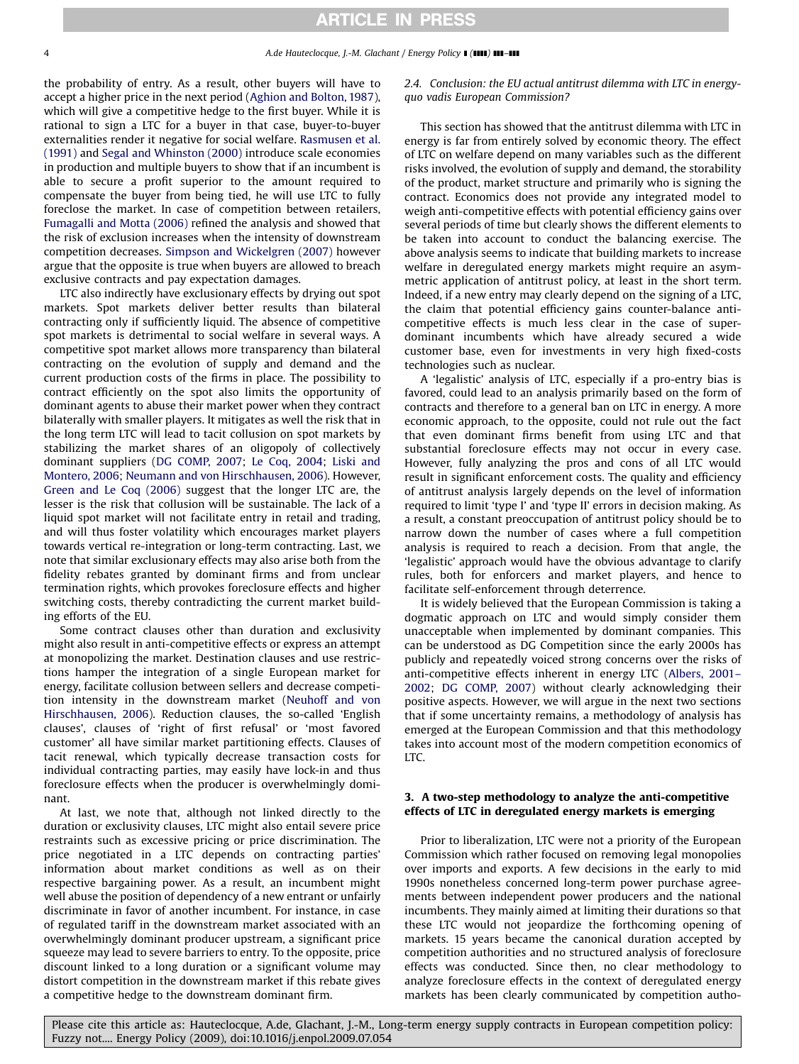the probability of entry. As a result, other buyers will have to accept a higher price in the next period (Aghion and Bolton, 1987), which will give a competitive hedge to the first buyer. While it is rational to sign a LTC for a buyer in that case, buyer-to-buyer externalities render it negative for social welfare. Rasmusen et al. (1991) and Segal and Whinston (2000) introduce scale economies in production and multiple buyers to show that if an incumbent is able to secure a profit superior to the amount required to compensate the buyer from being tied, he will use LTC to fully foreclose the market. In case of competition between retailers, Fumagalli and Motta (2006) refined the analysis and showed that the risk of exclusion increases when the intensity of downstream competition decreases. Simpson and Wickelgren (2007) however argue that the opposite is true when buyers are allowed to breach exclusive contracts and pay expectation damages.

LTC also indirectly have exclusionary effects by drying out spot markets. Spot markets deliver better results than bilateral contracting only if sufficiently liquid. The absence of competitive spot markets is detrimental to social welfare in several ways. A competitive spot market allows more transparency than bilateral contracting on the evolution of supply and demand and the current production costs of the firms in place. The possibility to contract efficiently on the spot also limits the opportunity of dominant agents to abuse their market power when they contract bilaterally with smaller players. It mitigates as well the risk that in the long term LTC will lead to tacit collusion on spot markets by stabilizing the market shares of an oligopoly of collectively dominant suppliers (DG COMP, 2007; Le Coq, 2004; Liski and Montero, 2006; Neumann and von Hirschhausen, 2006). However, Green and Le Coq (2006) suggest that the longer LTC are, the lesser is the risk that collusion will be sustainable. The lack of a liquid spot market will not facilitate entry in retail and trading, and will thus foster volatility which encourages market players towards vertical re-integration or long-term contracting. Last, we note that similar exclusionary effects may also arise both from the fidelity rebates granted by dominant firms and from unclear termination rights, which provokes foreclosure effects and higher switching costs, thereby contradicting the current market building efforts of the EU.

Some contract clauses other than duration and exclusivity might also result in anti-competitive effects or express an attempt at monopolizing the market. Destination clauses and use restrictions hamper the integration of a single European market for energy, facilitate collusion between sellers and decrease competition intensity in the downstream market (Neuhoff and von Hirschhausen, 2006). Reduction clauses, the so-called 'English clauses', clauses of 'right of first refusal' or 'most favored customer' all have similar market partitioning effects. Clauses of tacit renewal, which typically decrease transaction costs for individual contracting parties, may easily have lock-in and thus foreclosure effects when the producer is overwhelmingly dominant.

At last, we note that, although not linked directly to the duration or exclusivity clauses, LTC might also entail severe price restraints such as excessive pricing or price discrimination. The price negotiated in a LTC depends on contracting parties' information about market conditions as well as on their respective bargaining power. As a result, an incumbent might well abuse the position of dependency of a new entrant or unfairly discriminate in favor of another incumbent. For instance, in case of regulated tariff in the downstream market associated with an overwhelmingly dominant producer upstream, a significant price squeeze may lead to severe barriers to entry. To the opposite, price discount linked to a long duration or a significant volume may distort competition in the downstream market if this rebate gives a competitive hedge to the downstream dominant firm.

### 2.4. Conclusion: the EU actual antitrust dilemma with LTC in energy-quo vadis European Commission?

This section has showed that the antitrust dilemma with LTC in energy is far from entirely solved by economic theory. The effect of LTC on welfare depend on many variables such as the different risks involved, the evolution of supply and demand, the storability of the product, market structure and primarily who is signing the contract. Economics does not provide any integrated model to weigh anti-competitive effects with potential efficiency gains over several periods of time but clearly shows the different elements to be taken into account to conduct the balancing exercise. The above analysis seems to indicate that building markets to increase welfare in deregulated energy markets might require an asymmetric application of antitrust policy, at least in the short term. Indeed, if a new entry may clearly depend on the signing of a LTC, the claim that potential efficiency gains counter-balance anti-competitive effects is much less clear in the case of super-dominant incumbents which have already secured a wide customer base, even for investments in very high fixed-costs technologies such as nuclear.

A 'legalistic' analysis of LTC, especially if a pro-entry bias is favored, could lead to an analysis primarily based on the form of contracts and therefore to a general ban on LTC in energy. A more economic approach, to the opposite, could not rule out the fact that even dominant firms benefit from using LTC and that substantial foreclosure effects may not occur in every case. However, fully analyzing the pros and cons of all LTC would result in significant enforcement costs. The quality and efficiency of antitrust analysis largely depends on the level of information required to limit 'type I' and 'type II' errors in decision making. As a result, a constant preoccupation of antitrust policy should be to narrow down the number of cases where a full competition analysis is required to reach a decision. From that angle, the 'legalistic' approach would have the obvious advantage to clarify rules, both for enforcers and market players, and hence to facilitate self-enforcement through deterrence.

It is widely believed that the European Commission is taking a dogmatic approach on LTC and would simply consider them unacceptable when implemented by dominant companies. This can be understood as DG Competition since the early 2000s has publicly and repeatedly voiced strong concerns over the risks of anti-competitive effects inherent in energy LTC (Albers, 2001–2002; DG COMP, 2007) without clearly acknowledging their positive aspects. However, we will argue in the next two sections that if some uncertainty remains, a methodology of analysis has emerged at the European Commission and that this methodology takes into account most of the modern competition economics of LTC.

## 3. A two-step methodology to analyze the anti-competitive effects of LTC in deregulated energy markets is emerging

Prior to liberalization, LTC were not a priority of the European Commission which rather focused on removing legal monopolies over imports and exports. A few decisions in the early to mid 1990s nonetheless concerned long-term power purchase agreements between independent power producers and the national incumbents. They mainly aimed at limiting their durations so that these LTC would not jeopardize the forthcoming opening of markets. 15 years became the canonical duration accepted by competition authorities and no structured analysis of foreclosure effects was conducted. Since then, no clear methodology to analyze foreclosure effects in the context of deregulated energy markets has been clearly communicated by competition autho-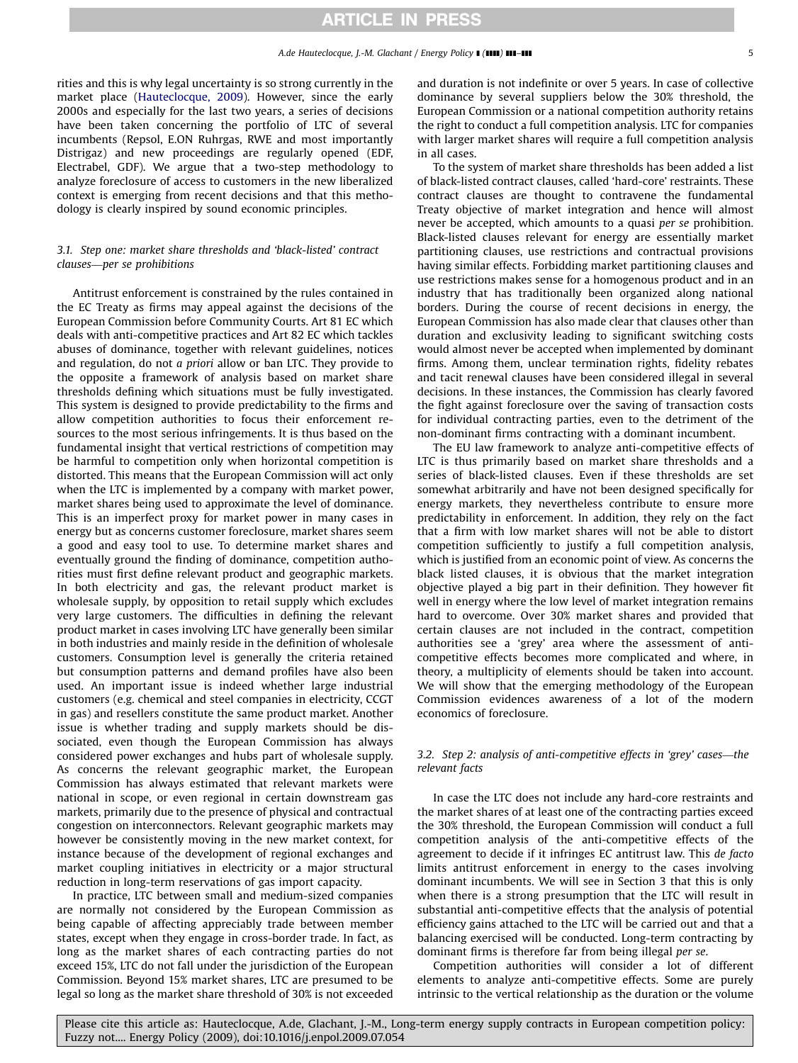rities and this is why legal uncertainty is so strong currently in the market place (Hauteclocque, 2009). However, since the early 2000s and especially for the last two years, a series of decisions have been taken concerning the portfolio of LTC of several incumbents (Repsol, E.ON Ruhrgas, RWE and most importantly Distrigaz) and new proceedings are regularly opened (EDF, Electrabel, GDF). We argue that a two-step methodology to analyze foreclosure of access to customers in the new liberalized context is emerging from recent decisions and that this methodology is clearly inspired by sound economic principles.

### 3.1. Step one: market share thresholds and 'black-listed' contract clauses—per se prohibitions

Antitrust enforcement is constrained by the rules contained in the EC Treaty as firms may appeal against the decisions of the European Commission before Community Courts. Art 81 EC which deals with anti-competitive practices and Art 82 EC which tackles abuses of dominance, together with relevant guidelines, notices and regulation, do not *a priori* allow or ban LTC. They provide to the opposite a framework of analysis based on market share thresholds defining which situations must be fully investigated. This system is designed to provide predictability to the firms and allow competition authorities to focus their enforcement resources to the most serious infringements. It is thus based on the fundamental insight that vertical restrictions of competition may be harmful to competition only when horizontal competition is distorted. This means that the European Commission will act only when the LTC is implemented by a company with market power, market shares being used to approximate the level of dominance. This is an imperfect proxy for market power in many cases in energy but as concerns customer foreclosure, market shares seem a good and easy tool to use. To determine market shares and eventually ground the finding of dominance, competition authorities must first define relevant product and geographic markets. In both electricity and gas, the relevant product market is wholesale supply, by opposition to retail supply which excludes very large customers. The difficulties in defining the relevant product market in cases involving LTC have generally been similar in both industries and mainly reside in the definition of wholesale customers. Consumption level is generally the criteria retained but consumption patterns and demand profiles have also been used. An important issue is indeed whether large industrial customers (e.g. chemical and steel companies in electricity, CCGT in gas) and resellers constitute the same product market. Another issue is whether trading and supply markets should be dissociated, even though the European Commission has always considered power exchanges and hubs part of wholesale supply. As concerns the relevant geographic market, the European Commission has always estimated that relevant markets were national in scope, or even regional in certain downstream gas markets, primarily due to the presence of physical and contractual congestion on interconnectors. Relevant geographic markets may however be consistently moving in the new market context, for instance because of the development of regional exchanges and market coupling initiatives in electricity or a major structural reduction in long-term reservations of gas import capacity.

In practice, LTC between small and medium-sized companies are normally not considered by the European Commission as being capable of affecting appreciably trade between member states, except when they engage in cross-border trade. In fact, as long as the market shares of each contracting parties do not exceed 15%, LTC do not fall under the jurisdiction of the European Commission. Beyond 15% market shares, LTC are presumed to be legal so long as the market share threshold of 30% is not exceeded and duration is not indefinite or over 5 years. In case of collective dominance by several suppliers below the 30% threshold, the European Commission or a national competition authority retains the right to conduct a full competition analysis. LTC for companies with larger market shares will require a full competition analysis in all cases.

To the system of market share thresholds has been added a list of black-listed contract clauses, called 'hard-core' restraints. These contract clauses are thought to contravene the fundamental Treaty objective of market integration and hence will almost never be accepted, which amounts to a quasi *per se* prohibition. Black-listed clauses relevant for energy are essentially market partitioning clauses, use restrictions and contractual provisions having similar effects. Forbidding market partitioning clauses and use restrictions makes sense for a homogenous product and in an industry that has traditionally been organized along national borders. During the course of recent decisions in energy, the European Commission has also made clear that clauses other than duration and exclusivity leading to significant switching costs would almost never be accepted when implemented by dominant firms. Among them, unclear termination rights, fidelity rebates and tacit renewal clauses have been considered illegal in several decisions. In these instances, the Commission has clearly favored the fight against foreclosure over the saving of transaction costs for individual contracting parties, even to the detriment of the non-dominant firms contracting with a dominant incumbent.

The EU law framework to analyze anti-competitive effects of LTC is thus primarily based on market share thresholds and a series of black-listed clauses. Even if these thresholds are set somewhat arbitrarily and have not been designed specifically for energy markets, they nevertheless contribute to ensure more predictability in enforcement. In addition, they rely on the fact that a firm with low market shares will not be able to distort competition sufficiently to justify a full competition analysis, which is justified from an economic point of view. As concerns the black listed clauses, it is obvious that the market integration objective played a big part in their definition. They however fit well in energy where the low level of market integration remains hard to overcome. Over 30% market shares and provided that certain clauses are not included in the contract, competition authorities see a 'grey' area where the assessment of anti-competitive effects becomes more complicated and where, in theory, a multiplicity of elements should be taken into account. We will show that the emerging methodology of the European Commission evidences awareness of a lot of the modern economics of foreclosure.

### 3.2. Step 2: analysis of anti-competitive effects in 'grey' cases—the relevant facts

In case the LTC does not include any hard-core restraints and the market shares of at least one of the contracting parties exceed the 30% threshold, the European Commission will conduct a full competition analysis of the anti-competitive effects of the agreement to decide if it infringes EC antitrust law. This *de facto* limits antitrust enforcement in energy to the cases involving dominant incumbents. We will see in Section 3 that this is only when there is a strong presumption that the LTC will result in substantial anti-competitive effects that the analysis of potential efficiency gains attached to the LTC will be carried out and that a balancing exercised will be conducted. Long-term contracting by dominant firms is therefore far from being illegal *per se*.

Competition authorities will consider a lot of different elements to analyze anti-competitive effects. Some are purely intrinsic to the vertical relationship as the duration or the volume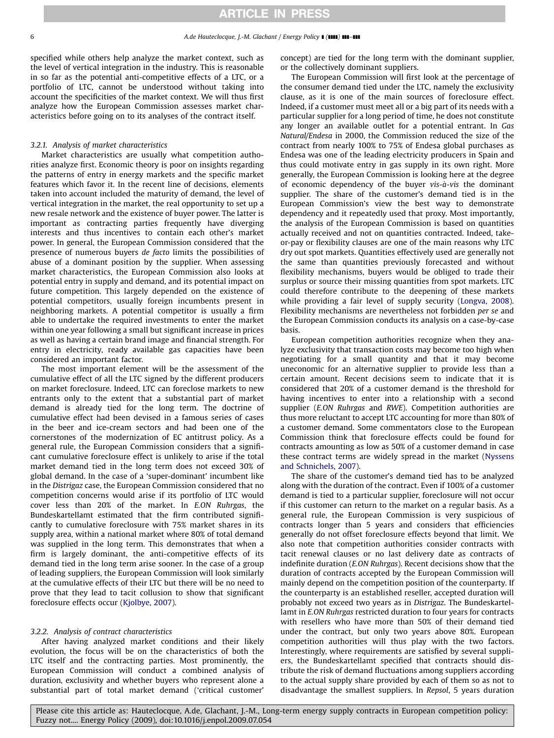specified while others help analyze the market context, such as the level of vertical integration in the industry. This is reasonable in so far as the potential anti-competitive effects of a LTC, or a portfolio of LTC, cannot be understood without taking into account the specificities of the market context. We will thus first analyze how the European Commission assesses market characteristics before going on to its analyses of the contract itself.

#### 3.2.1. Analysis of market characteristics

Market characteristics are usually what competition authorities analyze first. Economic theory is poor on insights regarding the patterns of entry in energy markets and the specific market features which favor it. In the recent line of decisions, elements taken into account included the maturity of demand, the level of vertical integration in the market, the real opportunity to set up a new resale network and the existence of buyer power. The latter is important as contracting parties frequently have diverging interests and thus incentives to contain each other's market power. In general, the European Commission considered that the presence of numerous buyers *de facto* limits the possibilities of abuse of a dominant position by the supplier. When assessing market characteristics, the European Commission also looks at potential entry in supply and demand, and its potential impact on future competition. This largely depended on the existence of potential competitors, usually foreign incumbents present in neighboring markets. A potential competitor is usually a firm able to undertake the required investments to enter the market within one year following a small but significant increase in prices as well as having a certain brand image and financial strength. For entry in electricity, ready available gas capacities have been considered an important factor.

The most important element will be the assessment of the cumulative effect of all the LTC signed by the different producers on market foreclosure. Indeed, LTC can foreclose markets to new entrants only to the extent that a substantial part of market demand is already tied for the long term. The doctrine of cumulative effect had been devised in a famous series of cases in the beer and ice-cream sectors and had been one of the cornerstones of the modernization of EC antitrust policy. As a general rule, the European Commission considers that a significant cumulative foreclosure effect is unlikely to arise if the total market demand tied in the long term does not exceed 30% of global demand. In the case of a 'super-dominant' incumbent like in the *Distrigaz* case, the European Commission considered that no competition concerns would arise if its portfolio of LTC would cover less than 20% of the market. In *E.ON Ruhrgas*, the Bundeskartellamt estimated that the firm contributed significantly to cumulative foreclosure with 75% market shares in its supply area, within a national market where 80% of total demand was supplied in the long term. This demonstrates that when a firm is largely dominant, the anti-competitive effects of its demand tied in the long term arise sooner. In the case of a group of leading suppliers, the European Commission will look similarly at the cumulative effects of their LTC but there will be no need to prove that they lead to tacit collusion to show that significant foreclosure effects occur (Kjolbye, 2007).

#### 3.2.2. Analysis of contract characteristics

After having analyzed market conditions and their likely evolution, the focus will be on the characteristics of both the LTC itself and the contracting parties. Most prominently, the European Commission will conduct a combined analysis of duration, exclusivity and whether buyers who represent alone a substantial part of total market demand ('critical customer' concept) are tied for the long term with the dominant supplier, or the collectively dominant suppliers.

The European Commission will first look at the percentage of the consumer demand tied under the LTC, namely the exclusivity clause, as it is one of the main sources of foreclosure effect. Indeed, if a customer must meet all or a big part of its needs with a particular supplier for a long period of time, he does not constitute any longer an available outlet for a potential entrant. In *Gas Natural/Endesa* in 2000, the Commission reduced the size of the contract from nearly 100% to 75% of Endesa global purchases as Endesa was one of the leading electricity producers in Spain and thus could motivate entry in gas supply in its own right. More generally, the European Commission is looking here at the degree of economic dependency of the buyer *vis-à-vis* the dominant supplier. The share of the customer's demand tied is in the European Commission's view the best way to demonstrate dependency and it repeatedly used that proxy. Most importantly, the analysis of the European Commission is based on quantities actually received and not on quantities contracted. Indeed, take-or-pay or flexibility clauses are one of the main reasons why LTC dry out spot markets. Quantities effectively used are generally not the same than quantities previously forecasted and without flexibility mechanisms, buyers would be obliged to trade their surplus or source their missing quantities from spot markets. LTC could therefore contribute to the deepening of these markets while providing a fair level of supply security (Longva, 2008). Flexibility mechanisms are nevertheless not forbidden *per se* and the European Commission conducts its analysis on a case-by-case basis.

European competition authorities recognize when they analyze exclusivity that transaction costs may become too high when negotiating for a small quantity and that it may become uneconomic for an alternative supplier to provide less than a certain amount. Recent decisions seem to indicate that it is considered that 20% of a customer demand is the threshold for having incentives to enter into a relationship with a second supplier (*E.ON Ruhrgas* and *RWE*). Competition authorities are thus more reluctant to accept LTC accounting for more than 80% of a customer demand. Some commentators close to the European Commission think that foreclosure effects could be found for contracts amounting as low as 50% of a customer demand in case these contract terms are widely spread in the market (Nyssens and Schnichels, 2007).

The share of the customer's demand tied has to be analyzed along with the duration of the contract. Even if 100% of a customer demand is tied to a particular supplier, foreclosure will not occur if this customer can return to the market on a regular basis. As a general rule, the European Commission is very suspicious of contracts longer than 5 years and considers that efficiencies generally do not offset foreclosure effects beyond that limit. We also note that competition authorities consider contracts with tacit renewal clauses or no last delivery date as contracts of indefinite duration (*E.ON Ruhrgas*). Recent decisions show that the duration of contracts accepted by the European Commission will mainly depend on the competition position of the counterparty. If the counterparty is an established reseller, accepted duration will probably not exceed two years as in *Distrigaz*. The Bundeskartellamt in *E.ON Ruhrgas* restricted duration to four years for contracts with resellers who have more than 50% of their demand tied under the contract, but only two years above 80%. European competition authorities will thus play with the two factors. Interestingly, where requirements are satisfied by several suppliers, the Bundeskartellamt specified that contracts should distribute the risk of demand fluctuations among suppliers according to the actual supply share provided by each of them so as not to disadvantage the smallest suppliers. In *Repsol*, 5 years duration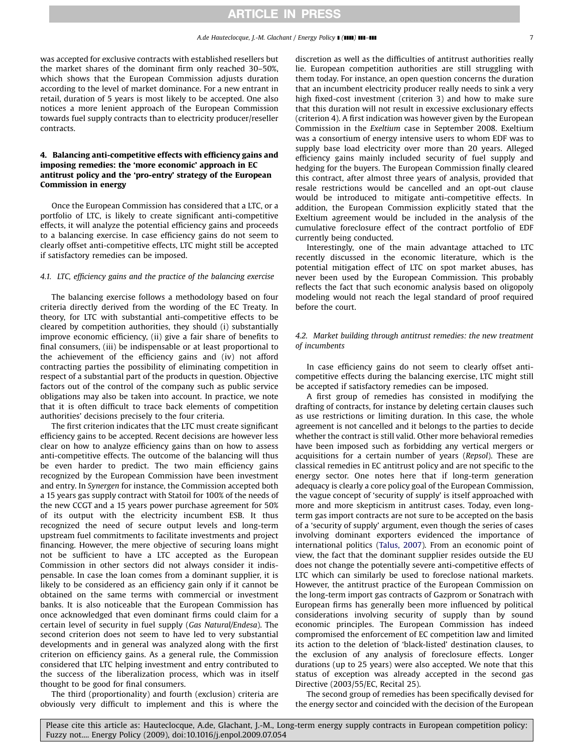was accepted for exclusive contracts with established resellers but the market shares of the dominant firm only reached 30–50%, which shows that the European Commission adjusts duration according to the level of market dominance. For a new entrant in retail, duration of 5 years is most likely to be accepted. One also notices a more lenient approach of the European Commission towards fuel supply contracts than to electricity producer/reseller contracts.

## 4. Balancing anti-competitive effects with efficiency gains and imposing remedies: the 'more economic' approach in EC antitrust policy and the 'pro-entry' strategy of the European Commission in energy

Once the European Commission has considered that a LTC, or a portfolio of LTC, is likely to create significant anti-competitive effects, it will analyze the potential efficiency gains and proceeds to a balancing exercise. In case efficiency gains do not seem to clearly offset anti-competitive effects, LTC might still be accepted if satisfactory remedies can be imposed.

### *4.1. LTC, efficiency gains and the practice of the balancing exercise*

The balancing exercise follows a methodology based on four criteria directly derived from the wording of the EC Treaty. In theory, for LTC with substantial anti-competitive effects to be cleared by competition authorities, they should (i) substantially improve economic efficiency, (ii) give a fair share of benefits to final consumers, (iii) be indispensable or at least proportional to the achievement of the efficiency gains and (iv) not afford contracting parties the possibility of eliminating competition in respect of a substantial part of the products in question. Objective factors out of the control of the company such as public service obligations may also be taken into account. In practice, we note that it is often difficult to trace back elements of competition authorities' decisions precisely to the four criteria.

The first criterion indicates that the LTC must create significant efficiency gains to be accepted. Recent decisions are however less clear on how to analyze efficiency gains than on how to assess anti-competitive effects. The outcome of the balancing will thus be even harder to predict. The two main efficiency gains recognized by the European Commission have been investment and entry. In *Synergen* for instance, the Commission accepted both a 15 years gas supply contract with Statoil for 100% of the needs of the new CCGT and a 15 years power purchase agreement for 50% of its output with the electricity incumbent ESB. It thus recognized the need of secure output levels and long-term upstream fuel commitments to facilitate investments and project financing. However, the mere objective of securing loans might not be sufficient to have a LTC accepted as the European Commission in other sectors did not always consider it indispensable. In case the loan comes from a dominant supplier, it is likely to be considered as an efficiency gain only if it cannot be obtained on the same terms with commercial or investment banks. It is also noticeable that the European Commission has once acknowledged that even dominant firms could claim for a certain level of security in fuel supply (*Gas Natural/Endesa*). The second criterion does not seem to have led to very substantial developments and in general was analyzed along with the first criterion on efficiency gains. As a general rule, the Commission considered that LTC helping investment and entry contributed to the success of the liberalization process, which was in itself thought to be good for final consumers.

The third (proportionality) and fourth (exclusion) criteria are obviously very difficult to implement and this is where the discretion as well as the difficulties of antitrust authorities really lie. European competition authorities are still struggling with them today. For instance, an open question concerns the duration that an incumbent electricity producer really needs to sink a very high fixed-cost investment (criterion 3) and how to make sure that this duration will not result in excessive exclusionary effects (criterion 4). A first indication was however given by the European Commission in the *Exeltium* case in September 2008. Exeltium was a consortium of energy intensive users to whom EDF was to supply base load electricity over more than 20 years. Alleged efficiency gains mainly included security of fuel supply and hedging for the buyers. The European Commission finally cleared this contract, after almost three years of analysis, provided that resale restrictions would be cancelled and an opt-out clause would be introduced to mitigate anti-competitive effects. In addition, the European Commission explicitly stated that the Exeltium agreement would be included in the analysis of the cumulative foreclosure effect of the contract portfolio of EDF currently being conducted.

Interestingly, one of the main advantage attached to LTC recently discussed in the economic literature, which is the potential mitigation effect of LTC on spot market abuses, has never been used by the European Commission. This probably reflects the fact that such economic analysis based on oligopoly modeling would not reach the legal standard of proof required before the court.

### *4.2. Market building through antitrust remedies: the new treatment of incumbents*

In case efficiency gains do not seem to clearly offset anti-competitive effects during the balancing exercise, LTC might still be accepted if satisfactory remedies can be imposed.

A first group of remedies has consisted in modifying the drafting of contracts, for instance by deleting certain clauses such as use restrictions or limiting duration. In this case, the whole agreement is not cancelled and it belongs to the parties to decide whether the contract is still valid. Other more behavioral remedies have been imposed such as forbidding any vertical mergers or acquisitions for a certain number of years (*Repsol*). These are classical remedies in EC antitrust policy and are not specific to the energy sector. One notes here that if long-term generation adequacy is clearly a core policy goal of the European Commission, the vague concept of 'security of supply' is itself approached with more and more skepticism in antitrust cases. Today, even long-term gas import contracts are not sure to be accepted on the basis of a 'security of supply' argument, even though the series of cases involving dominant exporters evidenced the importance of international politics (Talus, 2007). From an economic point of view, the fact that the dominant supplier resides outside the EU does not change the potentially severe anti-competitive effects of LTC which can similarly be used to foreclose national markets. However, the antitrust practice of the European Commission on the long-term import gas contracts of Gazprom or Sonatrach with European firms has generally been more influenced by political considerations involving security of supply than by sound economic principles. The European Commission has indeed compromised the enforcement of EC competition law and limited its action to the deletion of 'black-listed' destination clauses, to the exclusion of any analysis of foreclosure effects. Longer durations (up to 25 years) were also accepted. We note that this status of exception was already accepted in the second gas Directive (2003/55/EC, Recital 25).

The second group of remedies has been specifically devised for the energy sector and coincided with the decision of the European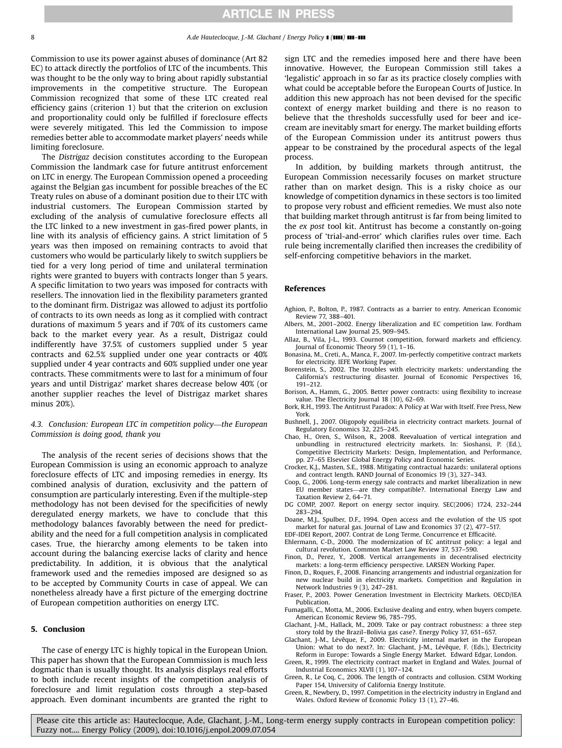Commission to use its power against abuses of dominance (Art 82 EC) to attack directly the portfolios of LTC of the incumbents. This was thought to be the only way to bring about rapidly substantial improvements in the competitive structure. The European Commission recognized that some of these LTC created real efficiency gains (criterion 1) but that the criterion on exclusion and proportionality could only be fulfilled if foreclosure effects were severely mitigated. This led the Commission to impose remedies better able to accommodate market players' needs while limiting foreclosure.

The *Distrigaz* decision constitutes according to the European Commission the landmark case for future antitrust enforcement on LTC in energy. The European Commission opened a proceeding against the Belgian gas incumbent for possible breaches of the EC Treaty rules on abuse of a dominant position due to their LTC with industrial customers. The European Commission started by excluding of the analysis of cumulative foreclosure effects all the LTC linked to a new investment in gas-fired power plants, in line with its analysis of efficiency gains. A strict limitation of 5 years was then imposed on remaining contracts to avoid that customers who would be particularly likely to switch suppliers be tied for a very long period of time and unilateral termination rights were granted to buyers with contracts longer than 5 years. A specific limitation to two years was imposed for contracts with resellers. The innovation lied in the flexibility parameters granted to the dominant firm. Distrigaz was allowed to adjust its portfolio of contracts to its own needs as long as it complied with contract durations of maximum 5 years and if 70% of its customers came back to the market every year. As a result, Distrigaz could indifferently have 37.5% of customers supplied under 5 year contracts and 62.5% supplied under one year contracts or 40% supplied under 4 year contracts and 60% supplied under one year contracts. These commitments were to last for a minimum of four years and until Distrigaz' market shares decrease below 40% (or another supplier reaches the level of Distrigaz market shares minus 20%).

### 4.3. Conclusion: European LTC in competition policy—the European Commission is doing good, thank you

The analysis of the recent series of decisions shows that the European Commission is using an economic approach to analyze foreclosure effects of LTC and imposing remedies in energy. Its combined analysis of duration, exclusivity and the pattern of consumption are particularly interesting. Even if the multiple-step methodology has not been devised for the specificities of newly deregulated energy markets, we have to conclude that this methodology balances favorably between the need for predictability and the need for a full competition analysis in complicated cases. True, the hierarchy among elements to be taken into account during the balancing exercise lacks of clarity and hence predictability. In addition, it is obvious that the analytical framework used and the remedies imposed are designed so as to be accepted by Community Courts in case of appeal. We can nonetheless already have a first picture of the emerging doctrine of European competition authorities on energy LTC.

## 5. Conclusion

The case of energy LTC is highly topical in the European Union. This paper has shown that the European Commission is much less dogmatic than is usually thought. Its analysis displays real efforts to both include recent insights of the competition analysis of foreclosure and limit regulation costs through a step-based approach. Even dominant incumbents are granted the right to sign LTC and the remedies imposed here and there have been innovative. However, the European Commission still takes a 'legalistic' approach in so far as its practice closely complies with what could be acceptable before the European Courts of Justice. In addition this new approach has not been devised for the specific context of energy market building and there is no reason to believe that the thresholds successfully used for beer and ice-cream are inevitably smart for energy. The market building efforts of the European Commission under its antitrust powers thus appear to be constrained by the procedural aspects of the legal process.

In addition, by building markets through antitrust, the European Commission necessarily focuses on market structure rather than on market design. This is a risky choice as our knowledge of competition dynamics in these sectors is too limited to propose very robust and efficient remedies. We must also note that building market through antitrust is far from being limited to the *ex post* tool kit. Antitrust has become a constantly on-going process of 'trial-and-error' which clarifies rules over time. Each rule being incrementally clarified then increases the credibility of self-enforcing competitive behaviors in the market.

## References

Aghion, P., Bolton, P., 1987. Contracts as a barrier to entry. American Economic Review 77, 388–401.

Albers, M., 2001–2002. Energy liberalization and EC competition law. Fordham International Law Journal 25, 909–945.

Allaz, B., Vila, J-L., 1993. Cournot competition, forward markets and efficiency. Journal of Economic Theory 59 (1), 1–16.

Bonasina, M., Creti, A., Manca, F., 2007. Im-perfectly competitive contract markets for electricity. IEFE Working Paper.

Borenstein, S., 2002. The troubles with electricity markets: understanding the California's restructuring disaster. Journal of Economic Perspectives 16, 191–212.

Borison, A., Hamm, G., 2005. Better power contracts: using flexibility to increase value. The Electricity Journal 18 (10), 62–69.

Bork, R.H., 1993. The Antitrust Paradox: A Policy at War with Itself. Free Press, New York.

Bushnell, J., 2007. Oligopoly equilibria in electricity contract markets. Journal of Regulatory Economics 32, 225–245.

Chao, H., Oren, S., Wilson, R., 2008. Reevaluation of vertical integration and unbundling in restructured electricity markets. In: Sioshansi, P. (Ed.), Competitive Electricity Markets: Design, Implementation, and Performance, pp. 27–65 Elsevier Global Energy Policy and Economic Series.

Crocker, K.J., Masten, S.E., 1988. Mitigating contractual hazards: unilateral options and contract length. RAND Journal of Economics 19 (3), 327–343.

Coop, G., 2006. Long-term energy sale contracts and market liberalization in new EU member states—are they compatible?. International Energy Law and Taxation Review 2, 64–71.

DG COMP, 2007. Report on energy sector inquiry. SEC(2006) 1724, 232–244 283–294.

Doane, M.J., Spulber, D.F., 1994. Open access and the evolution of the US spot market for natural gas. Journal of Law and Economics 37 (2), 477–517.

EDF-IDEI Report, 2007. Contrat de Long Terme, Concurrence et Efficacité.

Ehlermann, C-D., 2000. The modernization of EC antitrust policy: a legal and cultural revolution. Common Market Law Review 37, 537–590.

Finon, D., Perez, Y., 2008. Vertical arrangements in decentralised electricity markets: a long-term efficiency perspective. LARSEN Working Paper.

Finon, D., Roques, F., 2008. Financing arrangements and industrial organization for new nuclear build in electricity markets. Competition and Regulation in Network Industries 9 (3), 247–281.

Fraser, P., 2003. Power Generation Investment in Electricity Markets. OECD/IEA Publication.

Fumagalli, C., Motta, M., 2006. Exclusive dealing and entry, when buyers compete. American Economic Review 96, 785–795.

Glachant, J-M., Hallack, M., 2009. Take or pay contract robustness: a three step story told by the Brazil–Bolivia gas case?. Energy Policy 37, 651–657.

Glachant, J-M., Lévêque, F., 2009. Electricity internal market in the European Union: what to do next?. In: Glachant, J-M., Lévêque, F. (Eds.), Electricity Reform in Europe: Towards a Single Energy Market. Edward Edgar, London.

Green, R., 1999. The electricity contract market in England and Wales. Journal of Industrial Economics XLVII (1), 107–124.

Green, R., Le Coq, C., 2006. The length of contracts and collusion. CSEM Working Paper 154, University of California Energy Institute.

Green, R., Newbery, D., 1997. Competition in the electricity industry in England and Wales. Oxford Review of Economic Policy 13 (1), 27–46.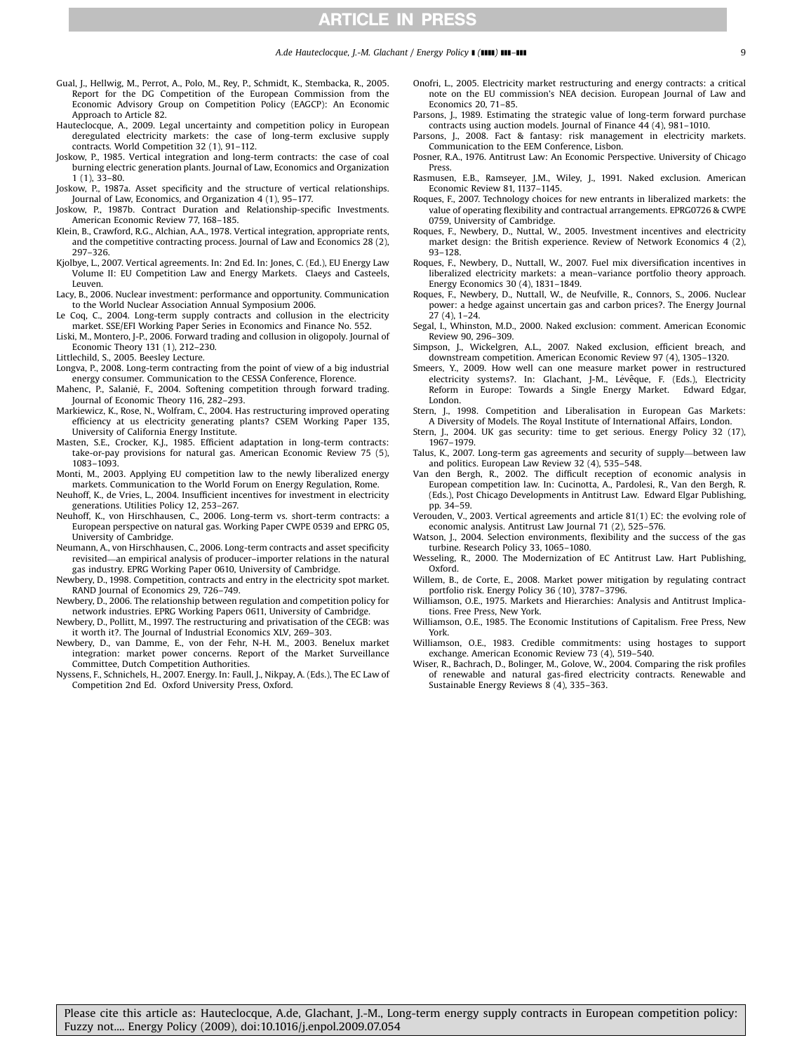Gual, J., Hellwig, M., Perrot, A., Polo, M., Rey, P., Schmidt, K., Stembacka, R., 2005. Report for the DG Competition of the European Commission from the Economic Advisory Group on Competition Policy (EAGCP): An Economic Approach to Article 82.

Hauteclocque, A., 2009. Legal uncertainty and competition policy in European deregulated electricity markets: the case of long-term exclusive supply contracts. World Competition 32 (1), 91–112.

Joskow, P., 1985. Vertical integration and long-term contracts: the case of coal burning electric generation plants. Journal of Law, Economics and Organization 1 (1), 33–80.

Joskow, P., 1987a. Asset specificity and the structure of vertical relationships. Journal of Law, Economics, and Organization 4 (1), 95–177.

Joskow, P., 1987b. Contract Duration and Relationship-specific Investments. American Economic Review 77, 168–185.

Klein, B., Crawford, R.G., Alchian, A.A., 1978. Vertical integration, appropriate rents, and the competitive contracting process. Journal of Law and Economics 28 (2), 297–326.

Kjolbye, L., 2007. Vertical agreements. In: 2nd Ed. In: Jones, C. (Ed.), EU Energy Law Volume II: EU Competition Law and Energy Markets. Claeys and Casteels, Leuven.

Lacy, B., 2006. Nuclear investment: performance and opportunity. Communication to the World Nuclear Association Annual Symposium 2006.

Le Coq, C., 2004. Long-term supply contracts and collusion in the electricity market. SSE/EFI Working Paper Series in Economics and Finance No. 552.

Liski, M., Montero, J-P., 2006. Forward trading and collusion in oligopoly. Journal of Economic Theory 131 (1), 212–230.

Littlechild, S., 2005. Beesley Lecture.

Longva, P., 2008. Long-term contracting from the point of view of a big industrial energy consumer. Communication to the CESSA Conference, Florence.

Mahenc, P., Salanié, F., 2004. Softening competition through forward trading. Journal of Economic Theory 116, 282–293.

Markiewicz, K., Rose, N., Wolfram, C., 2004. Has restructuring improved operating efficiency at us electricity generating plants? CSEM Working Paper 135, University of California Energy Institute.

Masten, S.E., Crocker, K.J., 1985. Efficient adaptation in long-term contracts: take-or-pay provisions for natural gas. American Economic Review 75 (5), 1083–1093.

Monti, M., 2003. Applying EU competition law to the newly liberalized energy markets. Communication to the World Forum on Energy Regulation, Rome.

Neuhoff, K., de Vries, L., 2004. Insufficient incentives for investment in electricity generations. Utilities Policy 12, 253–267.

Neuhoff, K., von Hirschhausen, C., 2006. Long-term vs. short-term contracts: a European perspective on natural gas. Working Paper CWPE 0539 and EPRG 05, University of Cambridge.

Neumann, A., von Hirschhausen, C., 2006. Long-term contracts and asset specificity revisited—an empirical analysis of producer–importer relations in the natural gas industry. EPRG Working Paper 0610, University of Cambridge.

Newbery, D., 1998. Competition, contracts and entry in the electricity spot market. RAND Journal of Economics 29, 726–749.

Newbery, D., 2006. The relationship between regulation and competition policy for network industries. EPRG Working Papers 0611, University of Cambridge.

Newbery, D., Pollitt, M., 1997. The restructuring and privatisation of the CEGB: was it worth it?. The Journal of Industrial Economics XLV, 269–303.

Newbery, D., van Damme, E., von der Fehr, N-H. M., 2003. Benelux market integration: market power concerns. Report of the Market Surveillance Committee, Dutch Competition Authorities.

Nyssens, F., Schnichels, H., 2007. Energy. In: Faull, J., Nikpay, A. (Eds.), The EC Law of Competition 2nd Ed. Oxford University Press, Oxford.

Onofri, L., 2005. Electricity market restructuring and energy contracts: a critical note on the EU commission's NEA decision. European Journal of Law and Economics 20, 71–85.

Parsons, J., 1989. Estimating the strategic value of long-term forward purchase contracts using auction models. Journal of Finance 44 (4), 981–1010.

Parsons, J., 2008. Fact & fantasy: risk management in electricity markets. Communication to the EEM Conference, Lisbon.

Posner, R.A., 1976. Antitrust Law: An Economic Perspective. University of Chicago Press.

Rasmusen, E.B., Ramseyer, J.M., Wiley, J., 1991. Naked exclusion. American Economic Review 81, 1137–1145.

Roques, F., 2007. Technology choices for new entrants in liberalized markets: the value of operating flexibility and contractual arrangements. EPRG0726 & CWPE 0759, University of Cambridge.

Roques, F., Newbery, D., Nuttal, W., 2005. Investment incentives and electricity market design: the British experience. Review of Network Economics 4 (2), 93–128.

Roques, F., Newbery, D., Nuttall, W., 2007. Fuel mix diversification incentives in liberalized electricity markets: a mean–variance portfolio theory approach. Energy Economics 30 (4), 1831–1849.

Roques, F., Newbery, D., Nuttall, W., de Neufville, R., Connors, S., 2006. Nuclear power: a hedge against uncertain gas and carbon prices?. The Energy Journal 27 (4), 1–24.

Segal, I., Whinston, M.D., 2000. Naked exclusion: comment. American Economic Review 90, 296–309.

Simpson, J., Wickelgren, A.L., 2007. Naked exclusion, efficient breach, and downstream competition. American Economic Review 97 (4), 1305–1320.

Smeers, Y., 2009. How well can one measure market power in restructured electricity systems?. In: Glachant, J-M., Lévêque, F. (Eds.), Electricity Reform in Europe: Towards a Single Energy Market. Edward Edgar, London.

Stern, J., 1998. Competition and Liberalisation in European Gas Markets: A Diversity of Models. The Royal Institute of International Affairs, London.

Stern, J., 2004. UK gas security: time to get serious. Energy Policy 32 (17), 1967–1979.

Talus, K., 2007. Long-term gas agreements and security of supply—between law and politics. European Law Review 32 (4), 535–548.

Van den Bergh, R., 2002. The difficult reception of economic analysis in European competition law. In: Cucinotta, A., Pardolesi, R., Van den Bergh, R. (Eds.), Post Chicago Developments in Antitrust Law. Edward Elgar Publishing, pp. 34–59.

Verouden, V., 2003. Vertical agreements and article 81(1) EC: the evolving role of economic analysis. Antitrust Law Journal 71 (2), 525–576.

Watson, J., 2004. Selection environments, flexibility and the success of the gas turbine. Research Policy 33, 1065–1080.

Wesseling, R., 2000. The Modernization of EC Antitrust Law. Hart Publishing, Oxford.

Willem, B., de Corte, E., 2008. Market power mitigation by regulating contract portfolio risk. Energy Policy 36 (10), 3787–3796.

Williamson, O.E., 1975. Markets and Hierarchies: Analysis and Antitrust Implications. Free Press, New York.

Williamson, O.E., 1985. The Economic Institutions of Capitalism. Free Press, New York.

Williamson, O.E., 1983. Credible commitments: using hostages to support exchange. American Economic Review 73 (4), 519–540.

Wiser, R., Bachrach, D., Bolinger, M., Golove, W., 2004. Comparing the risk profiles of renewable and natural gas-fired electricity contracts. Renewable and Sustainable Energy Reviews 8 (4), 335–363.